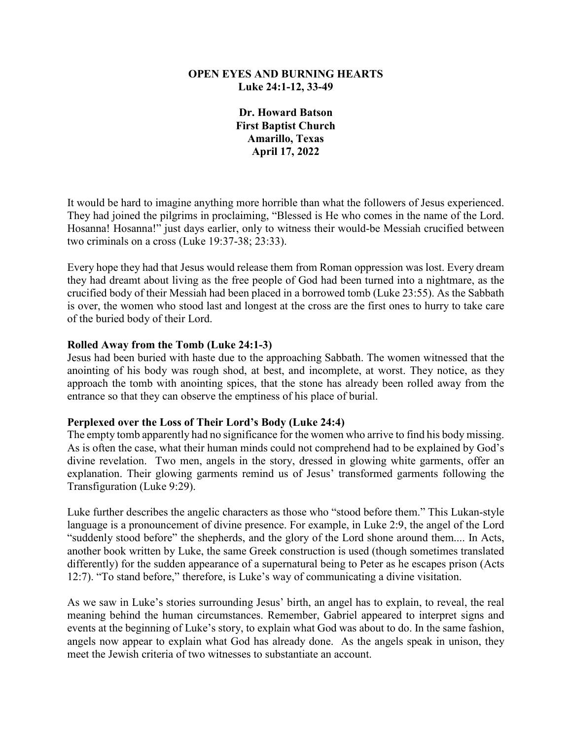**OPEN EYES AND BURNING HEARTS**
**Luke 24:1-12, 33-49**

**Dr. Howard Batson**
**First Baptist Church**
**Amarillo, Texas**
**April 17, 2022**

It would be hard to imagine anything more horrible than what the followers of Jesus experienced. They had joined the pilgrims in proclaiming, "Blessed is He who comes in the name of the Lord. Hosanna! Hosanna!" just days earlier, only to witness their would-be Messiah crucified between two criminals on a cross (Luke 19:37-38; 23:33).

Every hope they had that Jesus would release them from Roman oppression was lost. Every dream they had dreamt about living as the free people of God had been turned into a nightmare, as the crucified body of their Messiah had been placed in a borrowed tomb (Luke 23:55). As the Sabbath is over, the women who stood last and longest at the cross are the first ones to hurry to take care of the buried body of their Lord.

**Rolled Away from the Tomb (Luke 24:1-3)**
Jesus had been buried with haste due to the approaching Sabbath. The women witnessed that the anointing of his body was rough shod, at best, and incomplete, at worst. They notice, as they approach the tomb with anointing spices, that the stone has already been rolled away from the entrance so that they can observe the emptiness of his place of burial.

**Perplexed over the Loss of Their Lord's Body (Luke 24:4)**
The empty tomb apparently had no significance for the women who arrive to find his body missing. As is often the case, what their human minds could not comprehend had to be explained by God's divine revelation. Two men, angels in the story, dressed in glowing white garments, offer an explanation. Their glowing garments remind us of Jesus' transformed garments following the Transfiguration (Luke 9:29).

Luke further describes the angelic characters as those who "stood before them." This Lukan-style language is a pronouncement of divine presence. For example, in Luke 2:9, the angel of the Lord "suddenly stood before" the shepherds, and the glory of the Lord shone around them.... In Acts, another book written by Luke, the same Greek construction is used (though sometimes translated differently) for the sudden appearance of a supernatural being to Peter as he escapes prison (Acts 12:7). "To stand before," therefore, is Luke's way of communicating a divine visitation.

As we saw in Luke's stories surrounding Jesus' birth, an angel has to explain, to reveal, the real meaning behind the human circumstances. Remember, Gabriel appeared to interpret signs and events at the beginning of Luke's story, to explain what God was about to do. In the same fashion, angels now appear to explain what God has already done. As the angels speak in unison, they meet the Jewish criteria of two witnesses to substantiate an account.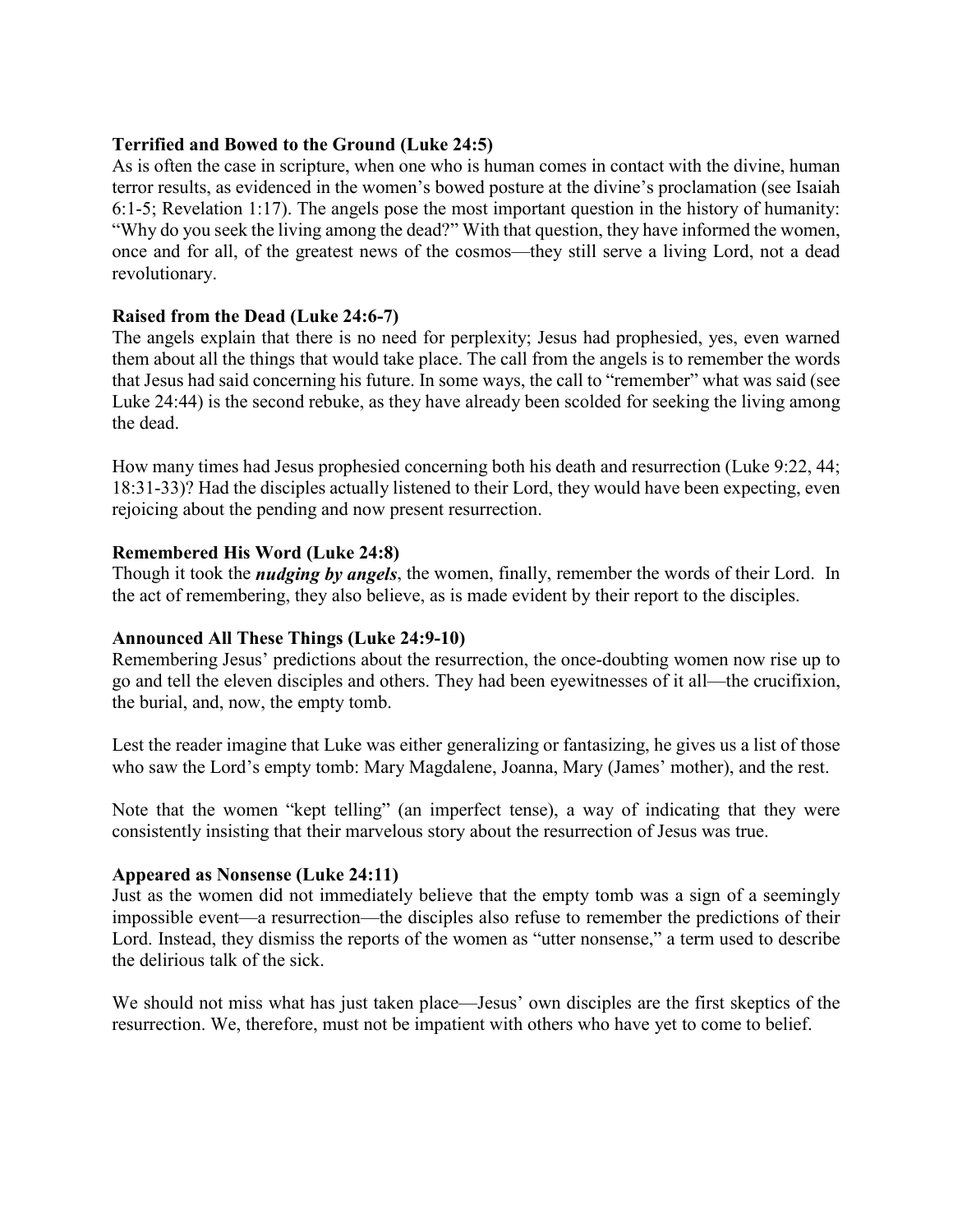**Terrified and Bowed to the Ground (Luke 24:5)**

As is often the case in scripture, when one who is human comes in contact with the divine, human terror results, as evidenced in the women's bowed posture at the divine's proclamation (see Isaiah 6:1-5; Revelation 1:17). The angels pose the most important question in the history of humanity: "Why do you seek the living among the dead?" With that question, they have informed the women, once and for all, of the greatest news of the cosmos—they still serve a living Lord, not a dead revolutionary.

**Raised from the Dead (Luke 24:6-7)**

The angels explain that there is no need for perplexity; Jesus had prophesied, yes, even warned them about all the things that would take place. The call from the angels is to remember the words that Jesus had said concerning his future. In some ways, the call to "remember" what was said (see Luke 24:44) is the second rebuke, as they have already been scolded for seeking the living among the dead.

How many times had Jesus prophesied concerning both his death and resurrection (Luke 9:22, 44; 18:31-33)? Had the disciples actually listened to their Lord, they would have been expecting, even rejoicing about the pending and now present resurrection.

**Remembered His Word (Luke 24:8)**

Though it took the ***nudging by angels***, the women, finally, remember the words of their Lord. In the act of remembering, they also believe, as is made evident by their report to the disciples.

**Announced All These Things (Luke 24:9-10)**

Remembering Jesus' predictions about the resurrection, the once-doubting women now rise up to go and tell the eleven disciples and others. They had been eyewitnesses of it all—the crucifixion, the burial, and, now, the empty tomb.

Lest the reader imagine that Luke was either generalizing or fantasizing, he gives us a list of those who saw the Lord's empty tomb: Mary Magdalene, Joanna, Mary (James' mother), and the rest.

Note that the women "kept telling" (an imperfect tense), a way of indicating that they were consistently insisting that their marvelous story about the resurrection of Jesus was true.

**Appeared as Nonsense (Luke 24:11)**

Just as the women did not immediately believe that the empty tomb was a sign of a seemingly impossible event—a resurrection—the disciples also refuse to remember the predictions of their Lord. Instead, they dismiss the reports of the women as "utter nonsense," a term used to describe the delirious talk of the sick.

We should not miss what has just taken place—Jesus' own disciples are the first skeptics of the resurrection. We, therefore, must not be impatient with others who have yet to come to belief.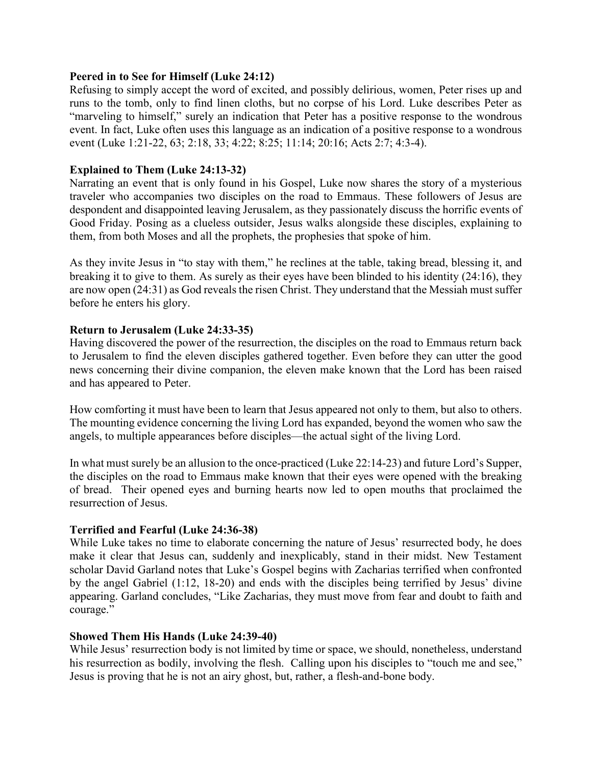**Peered in to See for Himself (Luke 24:12)**

Refusing to simply accept the word of excited, and possibly delirious, women, Peter rises up and runs to the tomb, only to find linen cloths, but no corpse of his Lord. Luke describes Peter as "marveling to himself," surely an indication that Peter has a positive response to the wondrous event. In fact, Luke often uses this language as an indication of a positive response to a wondrous event (Luke 1:21-22, 63; 2:18, 33; 4:22; 8:25; 11:14; 20:16; Acts 2:7; 4:3-4).

**Explained to Them (Luke 24:13-32)**

Narrating an event that is only found in his Gospel, Luke now shares the story of a mysterious traveler who accompanies two disciples on the road to Emmaus. These followers of Jesus are despondent and disappointed leaving Jerusalem, as they passionately discuss the horrific events of Good Friday. Posing as a clueless outsider, Jesus walks alongside these disciples, explaining to them, from both Moses and all the prophets, the prophesies that spoke of him.

As they invite Jesus in "to stay with them," he reclines at the table, taking bread, blessing it, and breaking it to give to them. As surely as their eyes have been blinded to his identity (24:16), they are now open (24:31) as God reveals the risen Christ. They understand that the Messiah must suffer before he enters his glory.

**Return to Jerusalem (Luke 24:33-35)**

Having discovered the power of the resurrection, the disciples on the road to Emmaus return back to Jerusalem to find the eleven disciples gathered together. Even before they can utter the good news concerning their divine companion, the eleven make known that the Lord has been raised and has appeared to Peter.

How comforting it must have been to learn that Jesus appeared not only to them, but also to others. The mounting evidence concerning the living Lord has expanded, beyond the women who saw the angels, to multiple appearances before disciples—the actual sight of the living Lord.

In what must surely be an allusion to the once-practiced (Luke 22:14-23) and future Lord's Supper, the disciples on the road to Emmaus make known that their eyes were opened with the breaking of bread. Their opened eyes and burning hearts now led to open mouths that proclaimed the resurrection of Jesus.

**Terrified and Fearful (Luke 24:36-38)**

While Luke takes no time to elaborate concerning the nature of Jesus' resurrected body, he does make it clear that Jesus can, suddenly and inexplicably, stand in their midst. New Testament scholar David Garland notes that Luke's Gospel begins with Zacharias terrified when confronted by the angel Gabriel (1:12, 18-20) and ends with the disciples being terrified by Jesus' divine appearing. Garland concludes, "Like Zacharias, they must move from fear and doubt to faith and courage."

**Showed Them His Hands (Luke 24:39-40)**

While Jesus' resurrection body is not limited by time or space, we should, nonetheless, understand his resurrection as bodily, involving the flesh. Calling upon his disciples to "touch me and see," Jesus is proving that he is not an airy ghost, but, rather, a flesh-and-bone body.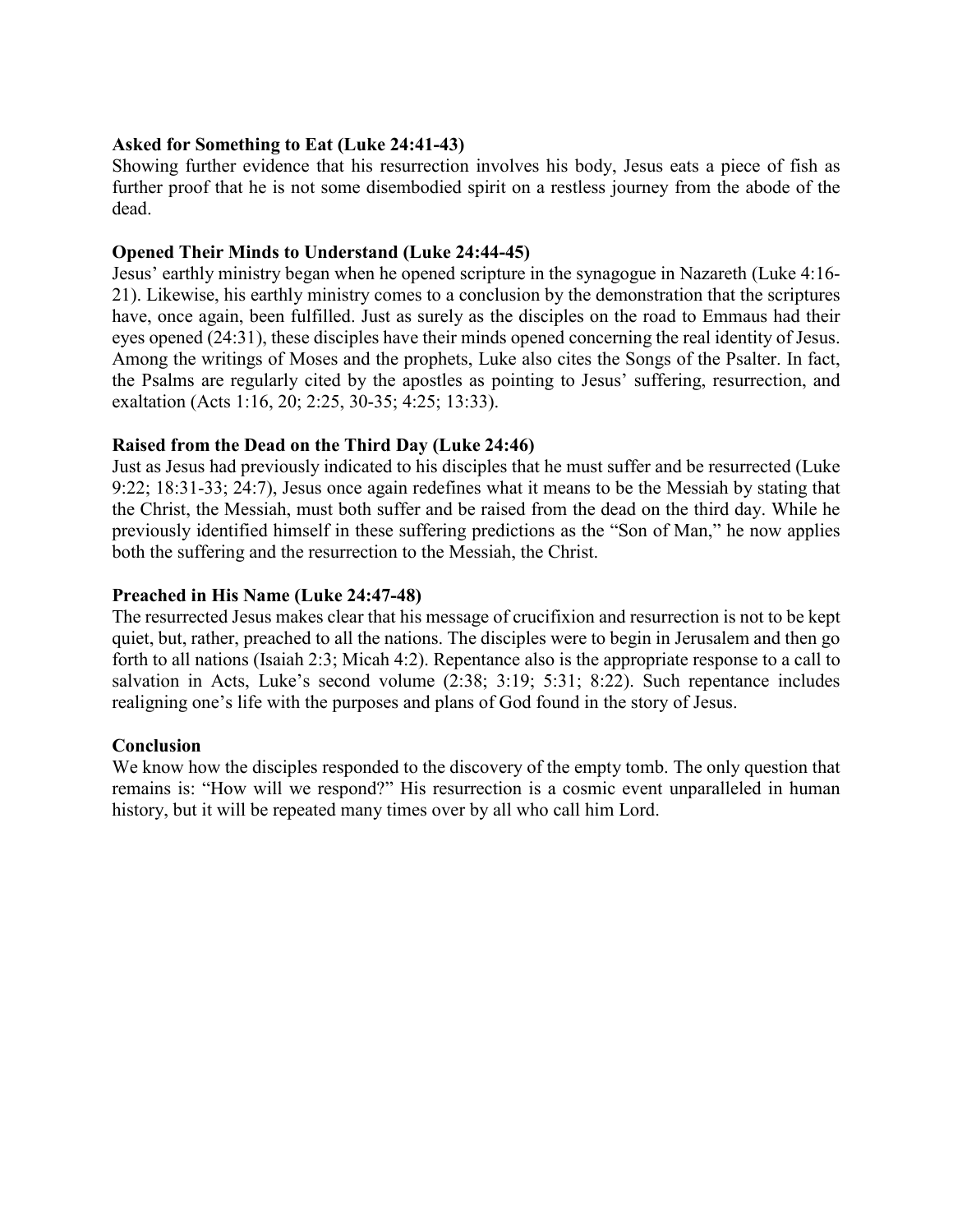**Asked for Something to Eat (Luke 24:41-43)**

Showing further evidence that his resurrection involves his body, Jesus eats a piece of fish as further proof that he is not some disembodied spirit on a restless journey from the abode of the dead.

**Opened Their Minds to Understand (Luke 24:44-45)**

Jesus' earthly ministry began when he opened scripture in the synagogue in Nazareth (Luke 4:16-21). Likewise, his earthly ministry comes to a conclusion by the demonstration that the scriptures have, once again, been fulfilled. Just as surely as the disciples on the road to Emmaus had their eyes opened (24:31), these disciples have their minds opened concerning the real identity of Jesus. Among the writings of Moses and the prophets, Luke also cites the Songs of the Psalter. In fact, the Psalms are regularly cited by the apostles as pointing to Jesus' suffering, resurrection, and exaltation (Acts 1:16, 20; 2:25, 30-35; 4:25; 13:33).

**Raised from the Dead on the Third Day (Luke 24:46)**

Just as Jesus had previously indicated to his disciples that he must suffer and be resurrected (Luke 9:22; 18:31-33; 24:7), Jesus once again redefines what it means to be the Messiah by stating that the Christ, the Messiah, must both suffer and be raised from the dead on the third day. While he previously identified himself in these suffering predictions as the "Son of Man," he now applies both the suffering and the resurrection to the Messiah, the Christ.

**Preached in His Name (Luke 24:47-48)**

The resurrected Jesus makes clear that his message of crucifixion and resurrection is not to be kept quiet, but, rather, preached to all the nations. The disciples were to begin in Jerusalem and then go forth to all nations (Isaiah 2:3; Micah 4:2). Repentance also is the appropriate response to a call to salvation in Acts, Luke's second volume (2:38; 3:19; 5:31; 8:22). Such repentance includes realigning one's life with the purposes and plans of God found in the story of Jesus.

**Conclusion**

We know how the disciples responded to the discovery of the empty tomb. The only question that remains is: "How will we respond?" His resurrection is a cosmic event unparalleled in human history, but it will be repeated many times over by all who call him Lord.